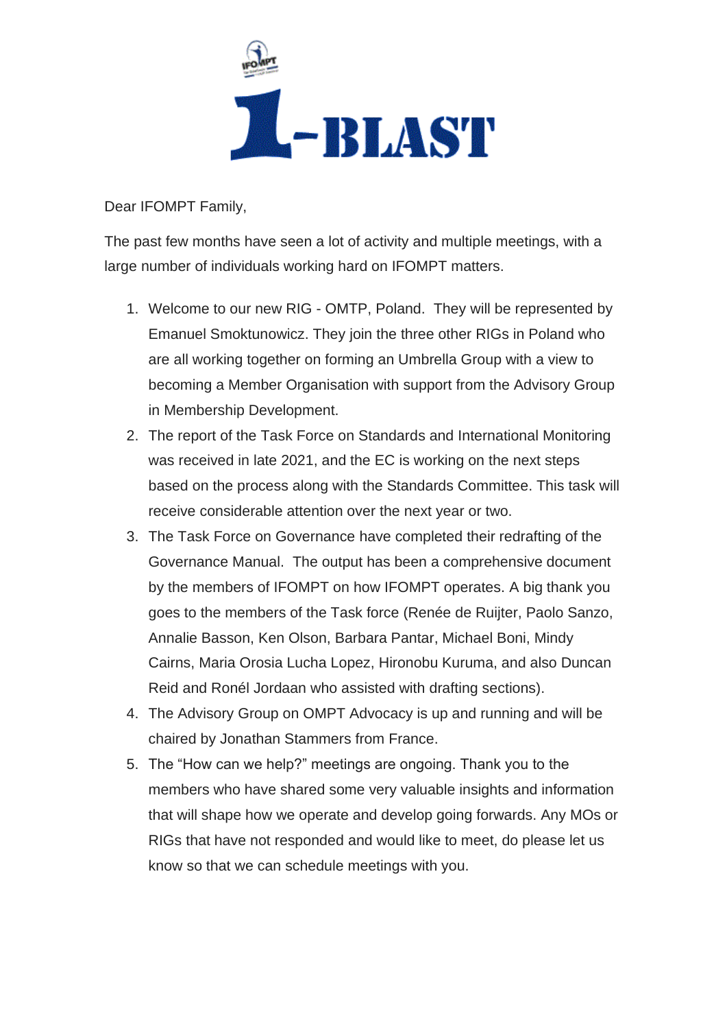# 1-BLAST

Dear IFOMPT Family,

The past few months have seen a lot of activity and multiple meetings, with a large number of individuals working hard on IFOMPT matters.

1. Welcome to our new RIG - OMTP, Poland. They will be represented by Emanuel Smoktunowicz. They join the three other RIGs in Poland who are all working together on forming an Umbrella Group with a view to becoming a Member Organisation with support from the Advisory Group in Membership Development.
2. The report of the Task Force on Standards and International Monitoring was received in late 2021, and the EC is working on the next steps based on the process along with the Standards Committee. This task will receive considerable attention over the next year or two.
3. The Task Force on Governance have completed their redrafting of the Governance Manual. The output has been a comprehensive document by the members of IFOMPT on how IFOMPT operates. A big thank you goes to the members of the Task force (Renée de Ruijter, Paolo Sanzo, Annalie Basson, Ken Olson, Barbara Pantar, Michael Boni, Mindy Cairns, Maria Orosia Lucha Lopez, Hironobu Kuruma, and also Duncan Reid and Ronél Jordaan who assisted with drafting sections).
4. The Advisory Group on OMPT Advocacy is up and running and will be chaired by Jonathan Stammers from France.
5. The "How can we help?" meetings are ongoing. Thank you to the members who have shared some very valuable insights and information that will shape how we operate and develop going forwards. Any MOs or RIGs that have not responded and would like to meet, do please let us know so that we can schedule meetings with you.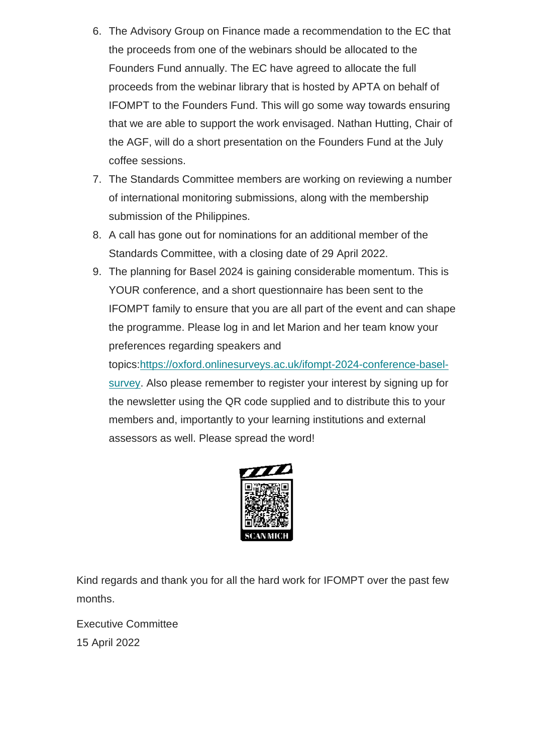6. The Advisory Group on Finance made a recommendation to the EC that the proceeds from one of the webinars should be allocated to the Founders Fund annually. The EC have agreed to allocate the full proceeds from the webinar library that is hosted by APTA on behalf of IFOMPT to the Founders Fund. This will go some way towards ensuring that we are able to support the work envisaged. Nathan Hutting, Chair of the AGF, will do a short presentation on the Founders Fund at the July coffee sessions.
7. The Standards Committee members are working on reviewing a number of international monitoring submissions, along with the membership submission of the Philippines.
8. A call has gone out for nominations for an additional member of the Standards Committee, with a closing date of 29 April 2022.
9. The planning for Basel 2024 is gaining considerable momentum. This is YOUR conference, and a short questionnaire has been sent to the IFOMPT family to ensure that you are all part of the event and can shape the programme. Please log in and let Marion and her team know your preferences regarding speakers and topics:[https://oxford.onlinesurveys.ac.uk/ifompt-2024-conference-basel-survey](https://oxford.onlinesurveys.ac.uk/ifompt-2024-conference-basel-survey). Also please remember to register your interest by signing up for the newsletter using the QR code supplied and to distribute this to your members and, importantly to your learning institutions and external assessors as well. Please spread the word!

SCAN MICH

Kind regards and thank you for all the hard work for IFOMPT over the past few months.

Executive Committee
15 April 2022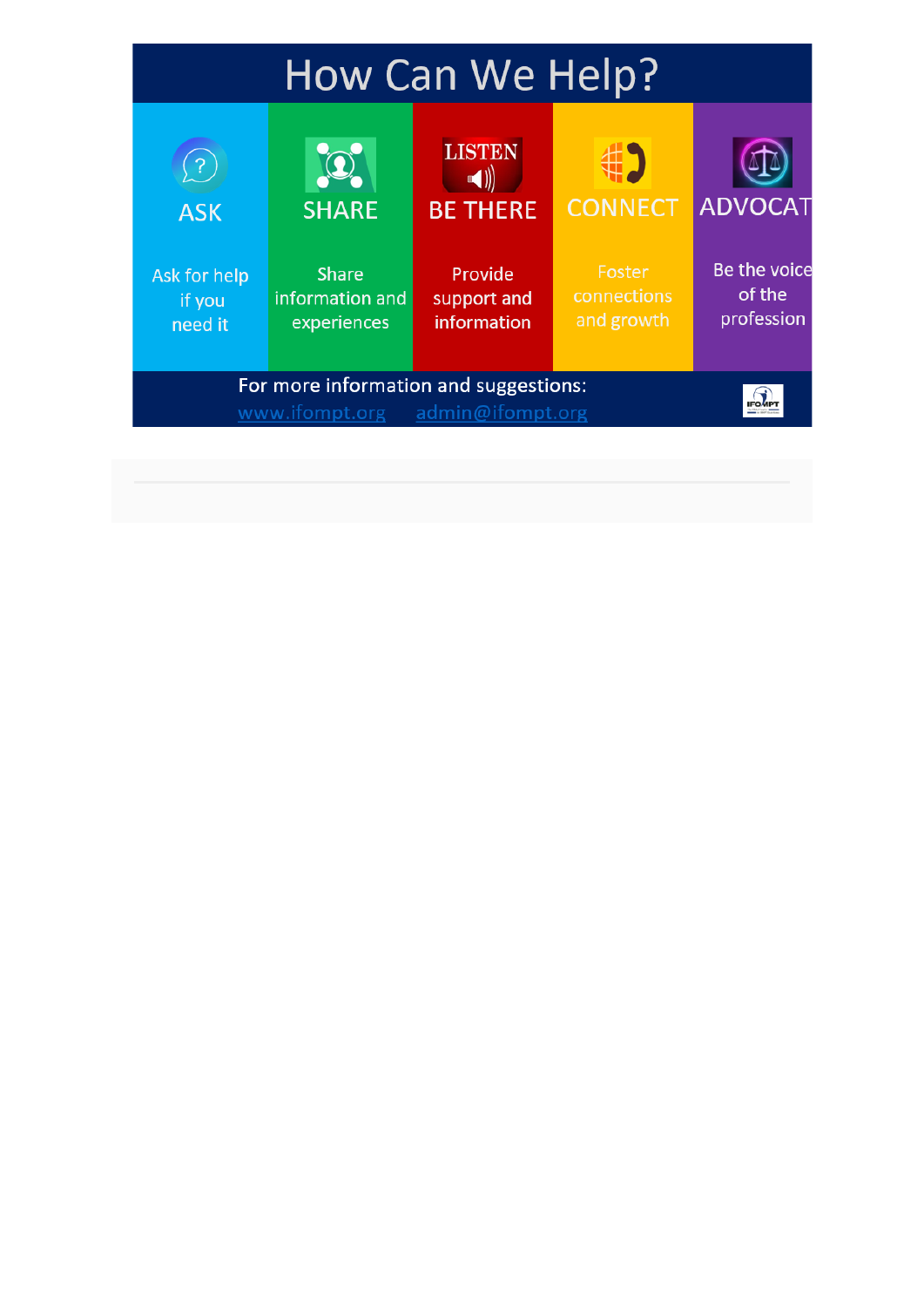# How Can We Help?

**ASK**

Ask for help if you need it

**SHARE**

Share information and experiences

**BE THERE**

Provide support and information

**CONNECT**

Foster connections and growth

**ADVOCAT**

Be the voice of the profession

For more information and suggestions:

www.ifompt.org admin@ifompt.org